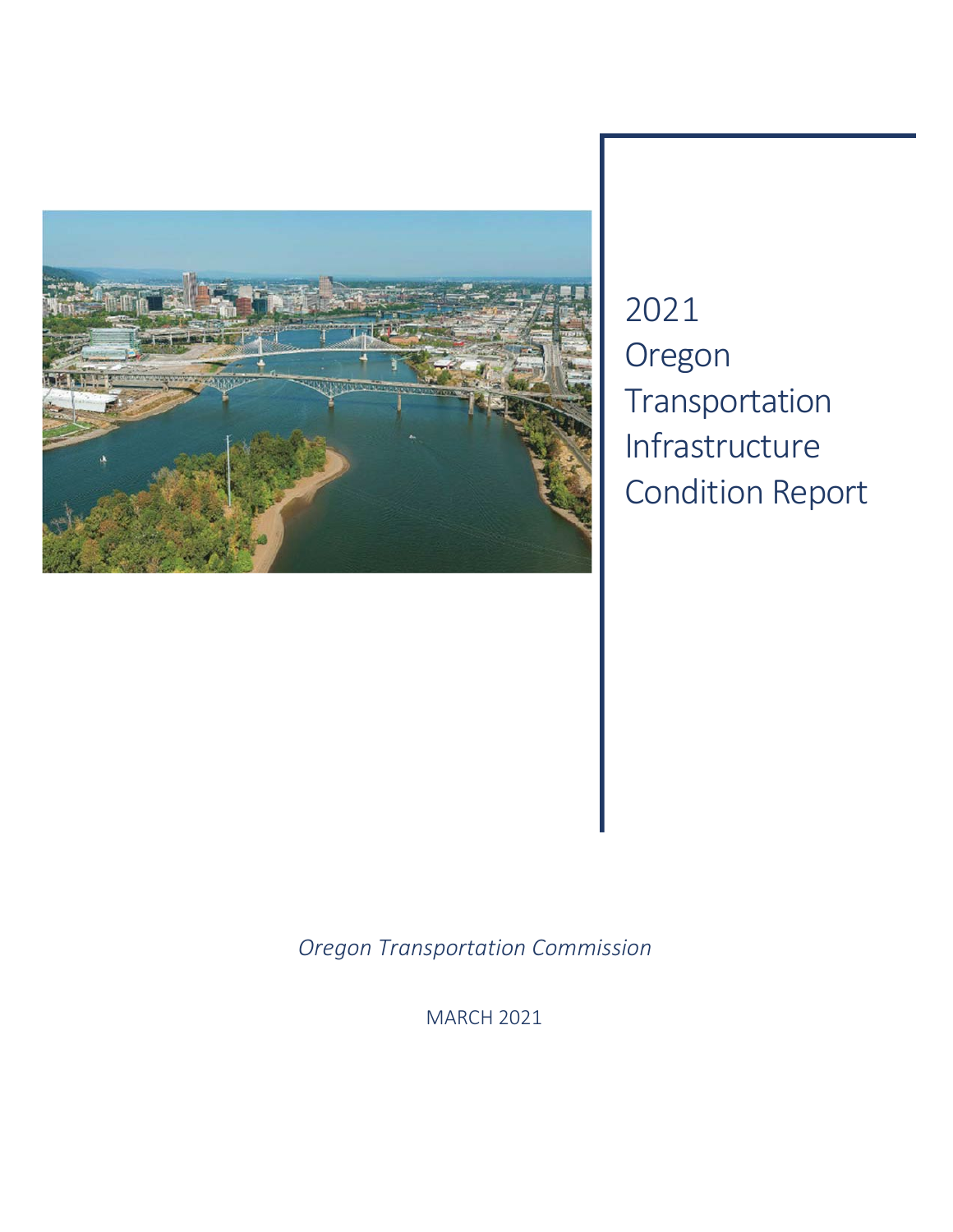# 2021 Oregon Transportation Infrastructure Condition Report

*Oregon Transportation Commission*

MARCH 2021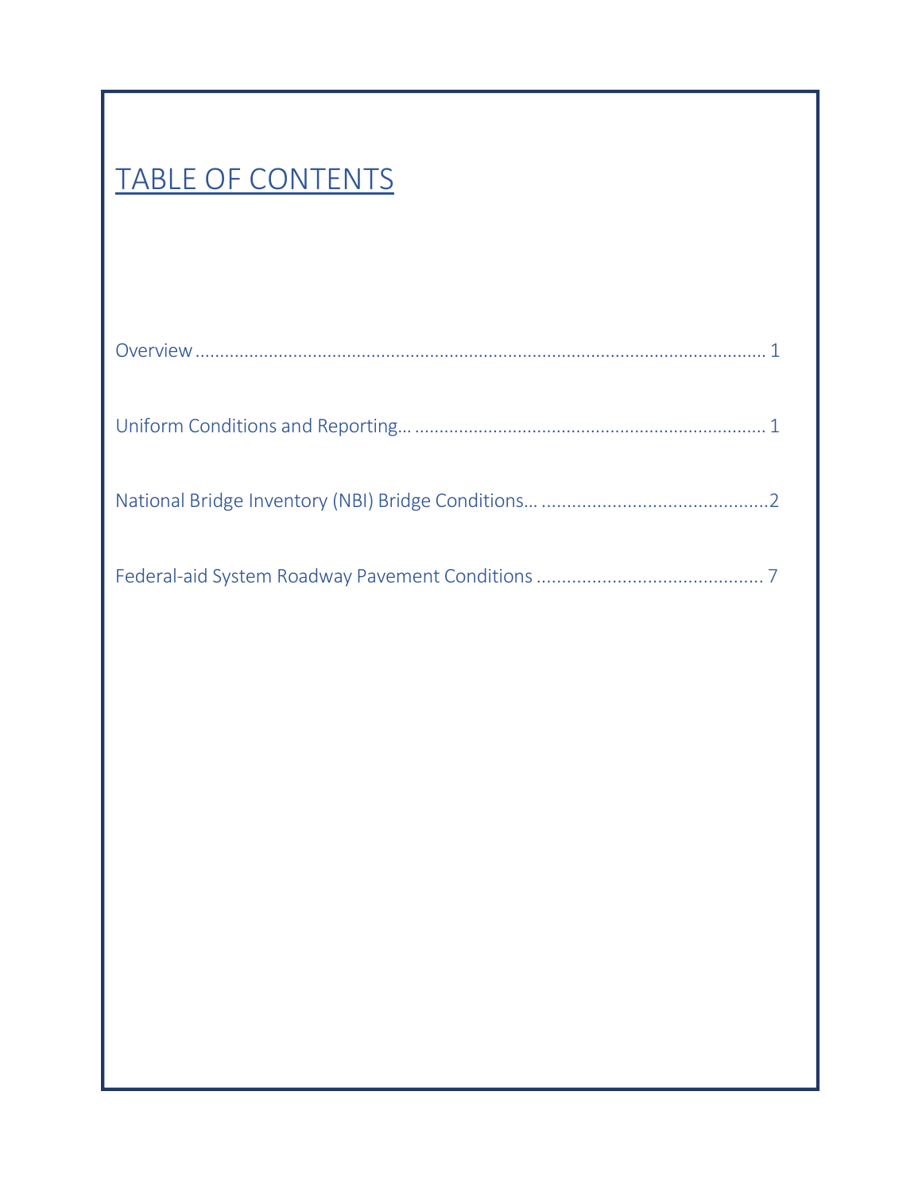# TABLE OF CONTENTS

Overview ........................................................................................................ 1

Uniform Conditions and Reporting… ...................................................................... 1

National Bridge Inventory (NBI) Bridge Conditions… ............................................2

Federal-aid System Roadway Pavement Conditions ............................................ 7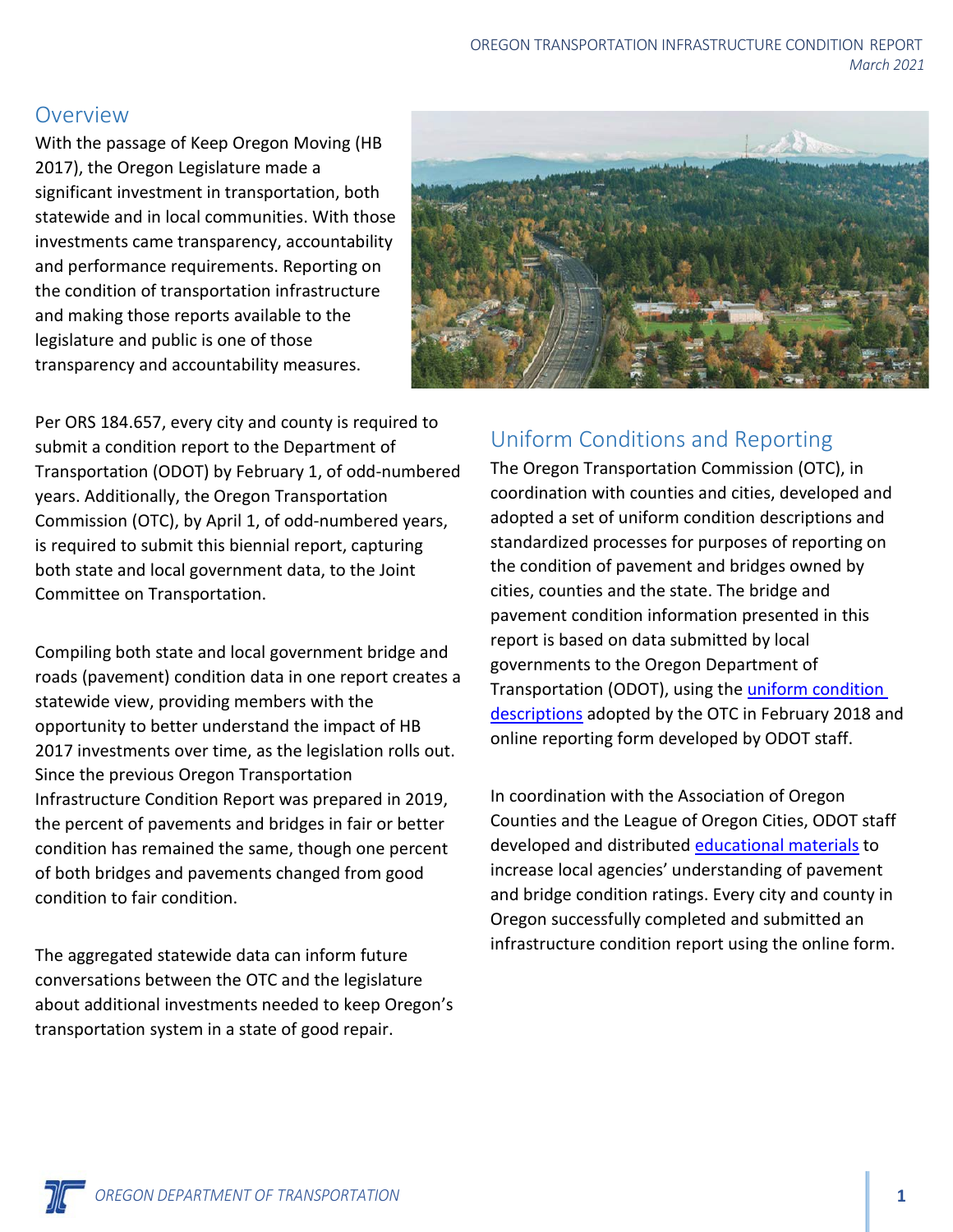## Overview

With the passage of Keep Oregon Moving (HB 2017), the Oregon Legislature made a significant investment in transportation, both statewide and in local communities. With those investments came transparency, accountability and performance requirements. Reporting on the condition of transportation infrastructure and making those reports available to the legislature and public is one of those transparency and accountability measures.

Per ORS 184.657, every city and county is required to submit a condition report to the Department of Transportation (ODOT) by February 1, of odd-numbered years. Additionally, the Oregon Transportation Commission (OTC), by April 1, of odd-numbered years, is required to submit this biennial report, capturing both state and local government data, to the Joint Committee on Transportation.

Compiling both state and local government bridge and roads (pavement) condition data in one report creates a statewide view, providing members with the opportunity to better understand the impact of HB 2017 investments over time, as the legislation rolls out. Since the previous Oregon Transportation Infrastructure Condition Report was prepared in 2019, the percent of pavements and bridges in fair or better condition has remained the same, though one percent of both bridges and pavements changed from good condition to fair condition.

The aggregated statewide data can inform future conversations between the OTC and the legislature about additional investments needed to keep Oregon's transportation system in a state of good repair.

## Uniform Conditions and Reporting

The Oregon Transportation Commission (OTC), in coordination with counties and cities, developed and adopted a set of uniform condition descriptions and standardized processes for purposes of reporting on the condition of pavement and bridges owned by cities, counties and the state. The bridge and pavement condition information presented in this report is based on data submitted by local governments to the Oregon Department of Transportation (ODOT), using the uniform condition descriptions adopted by the OTC in February 2018 and online reporting form developed by ODOT staff.

In coordination with the Association of Oregon Counties and the League of Oregon Cities, ODOT staff developed and distributed educational materials to increase local agencies' understanding of pavement and bridge condition ratings. Every city and county in Oregon successfully completed and submitted an infrastructure condition report using the online form.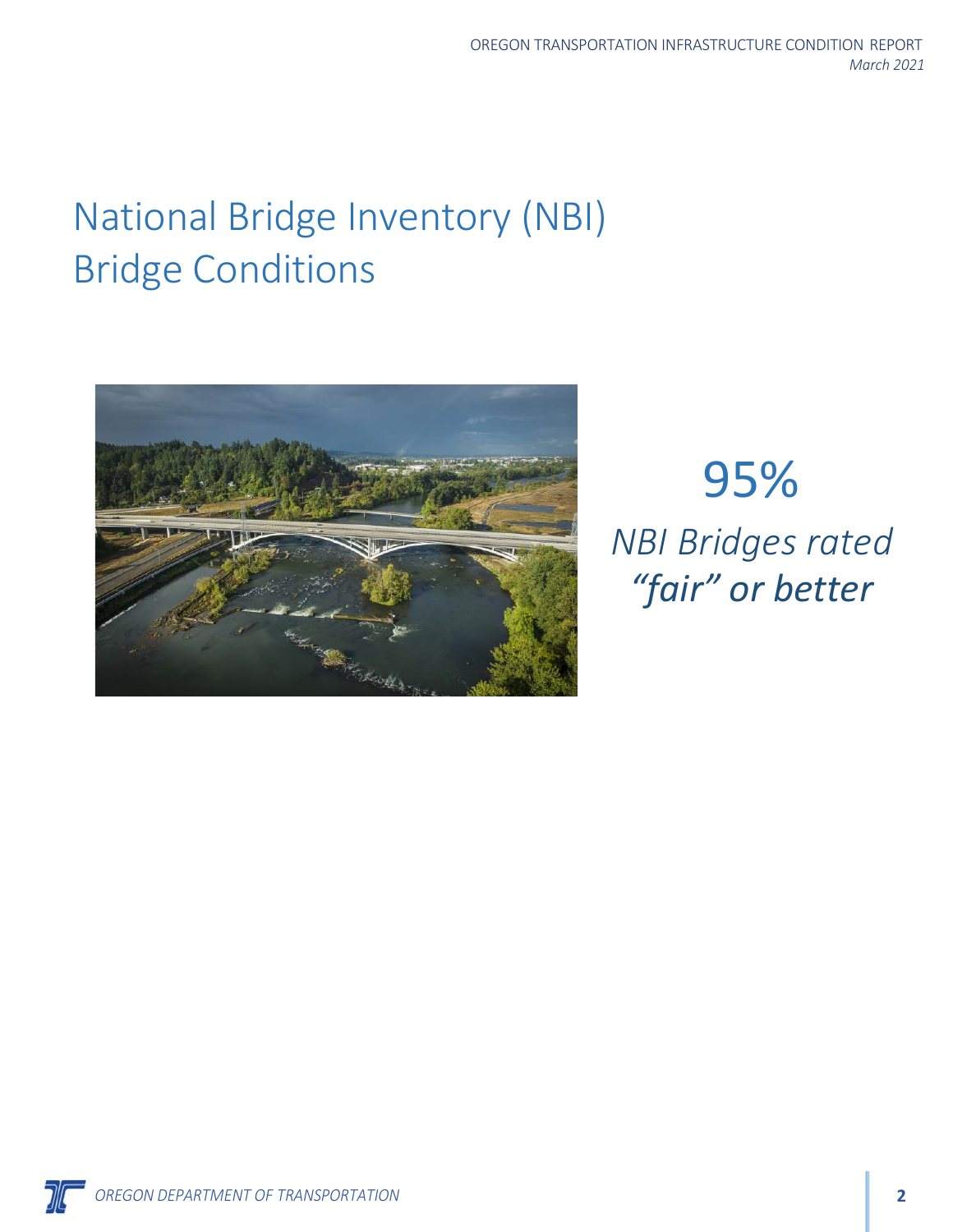# National Bridge Inventory (NBI) Bridge Conditions

95%

*NBI Bridges rated "fair" or better*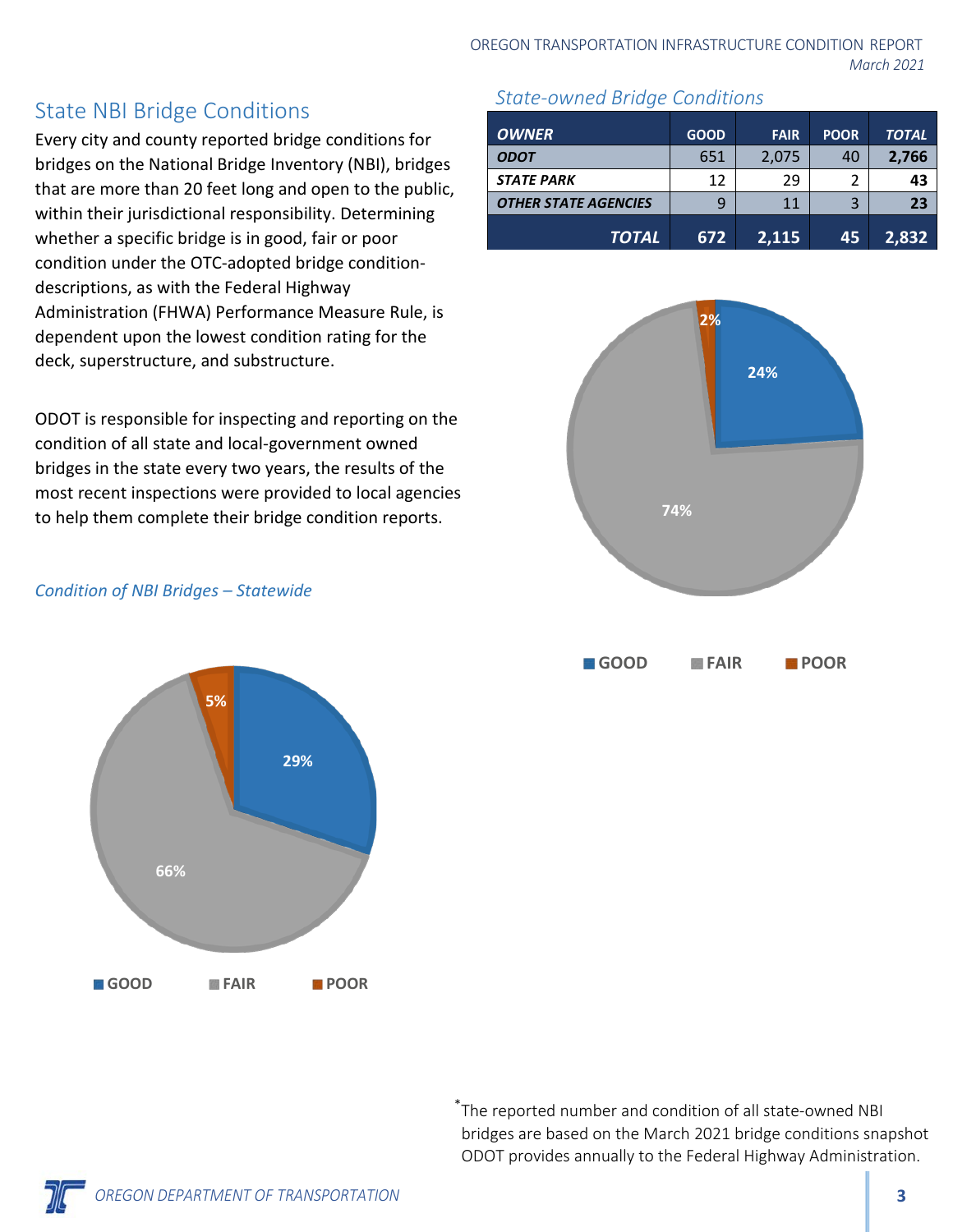## State NBI Bridge Conditions

Every city and county reported bridge conditions for bridges on the National Bridge Inventory (NBI), bridges that are more than 20 feet long and open to the public, within their jurisdictional responsibility. Determining whether a specific bridge is in good, fair or poor condition under the OTC-adopted bridge condition-descriptions, as with the Federal Highway Administration (FHWA) Performance Measure Rule, is dependent upon the lowest condition rating for the deck, superstructure, and substructure.

ODOT is responsible for inspecting and reporting on the condition of all state and local-government owned bridges in the state every two years, the results of the most recent inspections were provided to local agencies to help them complete their bridge condition reports.

*Condition of NBI Bridges – Statewide*

- GOOD: 29%
- FAIR: 66%
- POOR: 5%

*State-owned Bridge Conditions*

| OWNER | GOOD | FAIR | POOR | TOTAL |
|---|---|---|---|---|
| ODOT | 651 | 2,075 | 40 | 2,766 |
| STATE PARK | 12 | 29 | 2 | 43 |
| OTHER STATE AGENCIES | 9 | 11 | 3 | 23 |
| TOTAL | 672 | 2,115 | 45 | 2,832 |

- GOOD: 24%
- FAIR: 74%
- POOR: 2%

*The reported number and condition of all state-owned NBI bridges are based on the March 2021 bridge conditions snapshot ODOT provides annually to the Federal Highway Administration.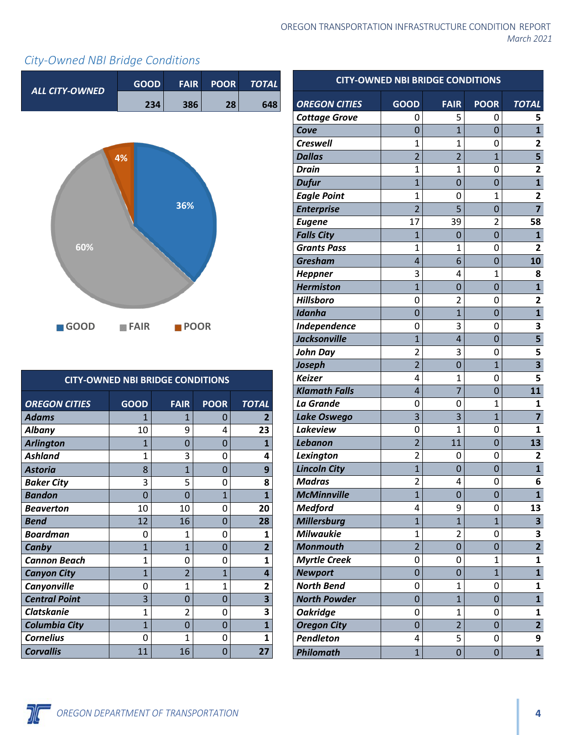## City-Owned NBI Bridge Conditions

| ALL CITY-OWNED | GOOD | FAIR | POOR | TOTAL |
|---|---|---|---|---|
| | 234 | 386 | 28 | 648 |

36% GOOD, 60% FAIR, 4% POOR

| CITY-OWNED NBI BRIDGE CONDITIONS | | | | |
|---|---|---|---|---|
| **OREGON CITIES** | **GOOD** | **FAIR** | **POOR** | **TOTAL** |
| Adams | 1 | 1 | 0 | 2 |
| Albany | 10 | 9 | 4 | 23 |
| Arlington | 1 | 0 | 0 | 1 |
| Ashland | 1 | 3 | 0 | 4 |
| Astoria | 8 | 1 | 0 | 9 |
| Baker City | 3 | 5 | 0 | 8 |
| Bandon | 0 | 0 | 1 | 1 |
| Beaverton | 10 | 10 | 0 | 20 |
| Bend | 12 | 16 | 0 | 28 |
| Boardman | 0 | 1 | 0 | 1 |
| Canby | 1 | 1 | 0 | 2 |
| Cannon Beach | 1 | 0 | 0 | 1 |
| Canyon City | 1 | 2 | 1 | 4 |
| Canyonville | 0 | 1 | 1 | 2 |
| Central Point | 3 | 0 | 0 | 3 |
| Clatskanie | 1 | 2 | 0 | 3 |
| Columbia City | 1 | 0 | 0 | 1 |
| Cornelius | 0 | 1 | 0 | 1 |
| Corvallis | 11 | 16 | 0 | 27 |
| Cottage Grove | 0 | 5 | 0 | 5 |
| Cove | 0 | 1 | 0 | 1 |
| Creswell | 1 | 1 | 0 | 2 |
| Dallas | 2 | 2 | 1 | 5 |
| Drain | 1 | 1 | 0 | 2 |
| Dufur | 1 | 0 | 0 | 1 |
| Eagle Point | 1 | 0 | 1 | 2 |
| Enterprise | 2 | 5 | 0 | 7 |
| Eugene | 17 | 39 | 2 | 58 |
| Falls City | 1 | 0 | 0 | 1 |
| Grants Pass | 1 | 1 | 0 | 2 |
| Gresham | 4 | 6 | 0 | 10 |
| Heppner | 3 | 4 | 1 | 8 |
| Hermiston | 1 | 0 | 0 | 1 |
| Hillsboro | 0 | 2 | 0 | 2 |
| Idanha | 0 | 1 | 0 | 1 |
| Independence | 0 | 3 | 0 | 3 |
| Jacksonville | 1 | 4 | 0 | 5 |
| John Day | 2 | 3 | 0 | 5 |
| Joseph | 2 | 0 | 1 | 3 |
| Keizer | 4 | 1 | 0 | 5 |
| Klamath Falls | 4 | 7 | 0 | 11 |
| La Grande | 0 | 0 | 1 | 1 |
| Lake Oswego | 3 | 3 | 1 | 7 |
| Lakeview | 0 | 1 | 0 | 1 |
| Lebanon | 2 | 11 | 0 | 13 |
| Lexington | 2 | 0 | 0 | 2 |
| Lincoln City | 1 | 0 | 0 | 1 |
| Madras | 2 | 4 | 0 | 6 |
| McMinnville | 1 | 0 | 0 | 1 |
| Medford | 4 | 9 | 0 | 13 |
| Millersburg | 1 | 1 | 1 | 3 |
| Milwaukie | 1 | 2 | 0 | 3 |
| Monmouth | 2 | 0 | 0 | 2 |
| Myrtle Creek | 0 | 0 | 1 | 1 |
| Newport | 0 | 0 | 1 | 1 |
| North Bend | 0 | 1 | 0 | 1 |
| North Powder | 0 | 1 | 0 | 1 |
| Oakridge | 0 | 1 | 0 | 1 |
| Oregon City | 0 | 2 | 0 | 2 |
| Pendleton | 4 | 5 | 0 | 9 |
| Philomath | 1 | 0 | 0 | 1 |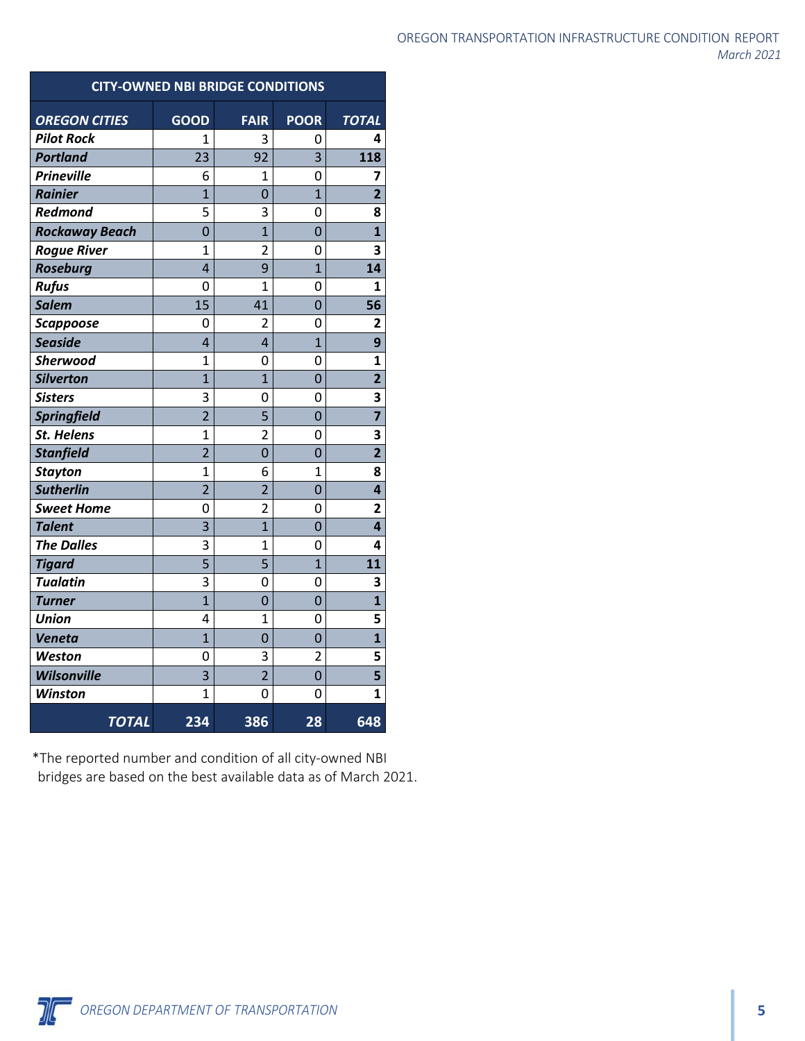| CITY-OWNED NBI BRIDGE CONDITIONS | | | | |
|---|---|---|---|---|
| ***OREGON CITIES*** | **GOOD** | **FAIR** | **POOR** | ***TOTAL*** |
| ***Pilot Rock*** | 1 | 3 | 0 | **4** |
| ***Portland*** | 23 | 92 | 3 | **118** |
| ***Prineville*** | 6 | 1 | 0 | **7** |
| ***Rainier*** | 1 | 0 | 1 | **2** |
| ***Redmond*** | 5 | 3 | 0 | **8** |
| ***Rockaway Beach*** | 0 | 1 | 0 | **1** |
| ***Rogue River*** | 1 | 2 | 0 | **3** |
| ***Roseburg*** | 4 | 9 | 1 | **14** |
| ***Rufus*** | 0 | 1 | 0 | **1** |
| ***Salem*** | 15 | 41 | 0 | **56** |
| ***Scappoose*** | 0 | 2 | 0 | **2** |
| ***Seaside*** | 4 | 4 | 1 | **9** |
| ***Sherwood*** | 1 | 0 | 0 | **1** |
| ***Silverton*** | 1 | 1 | 0 | **2** |
| ***Sisters*** | 3 | 0 | 0 | **3** |
| ***Springfield*** | 2 | 5 | 0 | **7** |
| ***St. Helens*** | 1 | 2 | 0 | **3** |
| ***Stanfield*** | 2 | 0 | 0 | **2** |
| ***Stayton*** | 1 | 6 | 1 | **8** |
| ***Sutherlin*** | 2 | 2 | 0 | **4** |
| ***Sweet Home*** | 0 | 2 | 0 | **2** |
| ***Talent*** | 3 | 1 | 0 | **4** |
| ***The Dalles*** | 3 | 1 | 0 | **4** |
| ***Tigard*** | 5 | 5 | 1 | **11** |
| ***Tualatin*** | 3 | 0 | 0 | **3** |
| ***Turner*** | 1 | 0 | 0 | **1** |
| ***Union*** | 4 | 1 | 0 | **5** |
| ***Veneta*** | 1 | 0 | 0 | **1** |
| ***Weston*** | 0 | 3 | 2 | **5** |
| ***Wilsonville*** | 3 | 2 | 0 | **5** |
| ***Winston*** | 1 | 0 | 0 | **1** |
| ***TOTAL*** | **234** | **386** | **28** | **648** |

*The reported number and condition of all city-owned NBI bridges are based on the best available data as of March 2021.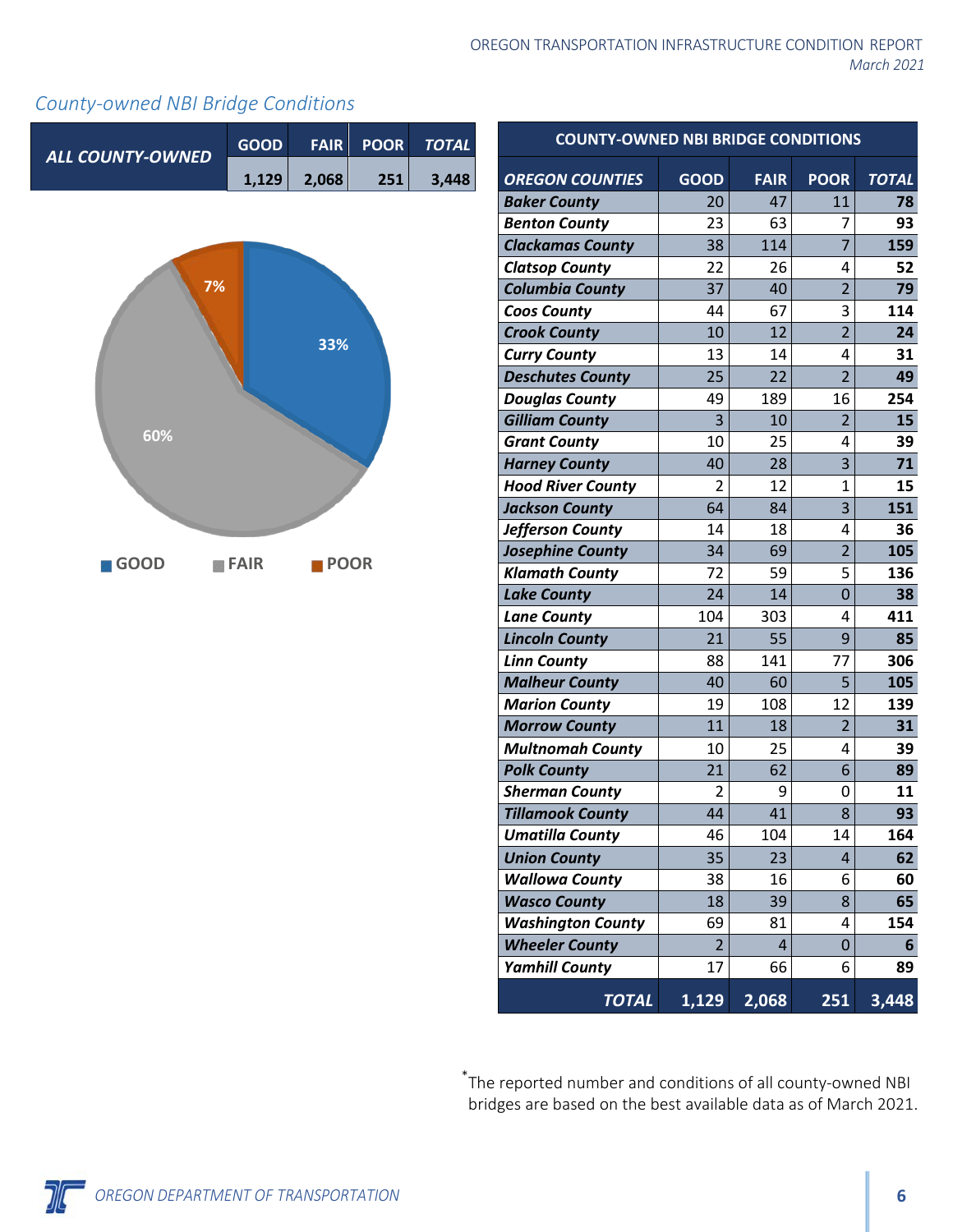## County-owned NBI Bridge Conditions

| ALL COUNTY-OWNED | GOOD | FAIR | POOR | TOTAL |
|---|---|---|---|---|
| | 1,129 | 2,068 | 251 | 3,448 |

GOOD 33% | FAIR 60% | POOR 7%

| COUNTY-OWNED NBI BRIDGE CONDITIONS | | | | |
|---|---|---|---|---|
| ***OREGON COUNTIES*** | **GOOD** | **FAIR** | **POOR** | ***TOTAL*** |
| ***Baker County*** | 20 | 47 | 11 | **78** |
| ***Benton County*** | 23 | 63 | 7 | **93** |
| ***Clackamas County*** | 38 | 114 | 7 | **159** |
| ***Clatsop County*** | 22 | 26 | 4 | **52** |
| ***Columbia County*** | 37 | 40 | 2 | **79** |
| ***Coos County*** | 44 | 67 | 3 | **114** |
| ***Crook County*** | 10 | 12 | 2 | **24** |
| ***Curry County*** | 13 | 14 | 4 | **31** |
| ***Deschutes County*** | 25 | 22 | 2 | **49** |
| ***Douglas County*** | 49 | 189 | 16 | **254** |
| ***Gilliam County*** | 3 | 10 | 2 | **15** |
| ***Grant County*** | 10 | 25 | 4 | **39** |
| ***Harney County*** | 40 | 28 | 3 | **71** |
| ***Hood River County*** | 2 | 12 | 1 | **15** |
| ***Jackson County*** | 64 | 84 | 3 | **151** |
| ***Jefferson County*** | 14 | 18 | 4 | **36** |
| ***Josephine County*** | 34 | 69 | 2 | **105** |
| ***Klamath County*** | 72 | 59 | 5 | **136** |
| ***Lake County*** | 24 | 14 | 0 | **38** |
| ***Lane County*** | 104 | 303 | 4 | **411** |
| ***Lincoln County*** | 21 | 55 | 9 | **85** |
| ***Linn County*** | 88 | 141 | 77 | **306** |
| ***Malheur County*** | 40 | 60 | 5 | **105** |
| ***Marion County*** | 19 | 108 | 12 | **139** |
| ***Morrow County*** | 11 | 18 | 2 | **31** |
| ***Multnomah County*** | 10 | 25 | 4 | **39** |
| ***Polk County*** | 21 | 62 | 6 | **89** |
| ***Sherman County*** | 2 | 9 | 0 | **11** |
| ***Tillamook County*** | 44 | 41 | 8 | **93** |
| ***Umatilla County*** | 46 | 104 | 14 | **164** |
| ***Union County*** | 35 | 23 | 4 | **62** |
| ***Wallowa County*** | 38 | 16 | 6 | **60** |
| ***Wasco County*** | 18 | 39 | 8 | **65** |
| ***Washington County*** | 69 | 81 | 4 | **154** |
| ***Wheeler County*** | 2 | 4 | 0 | **6** |
| ***Yamhill County*** | 17 | 66 | 6 | **89** |
| ***TOTAL*** | **1,129** | **2,068** | **251** | **3,448** |

*The reported number and conditions of all county-owned NBI bridges are based on the best available data as of March 2021.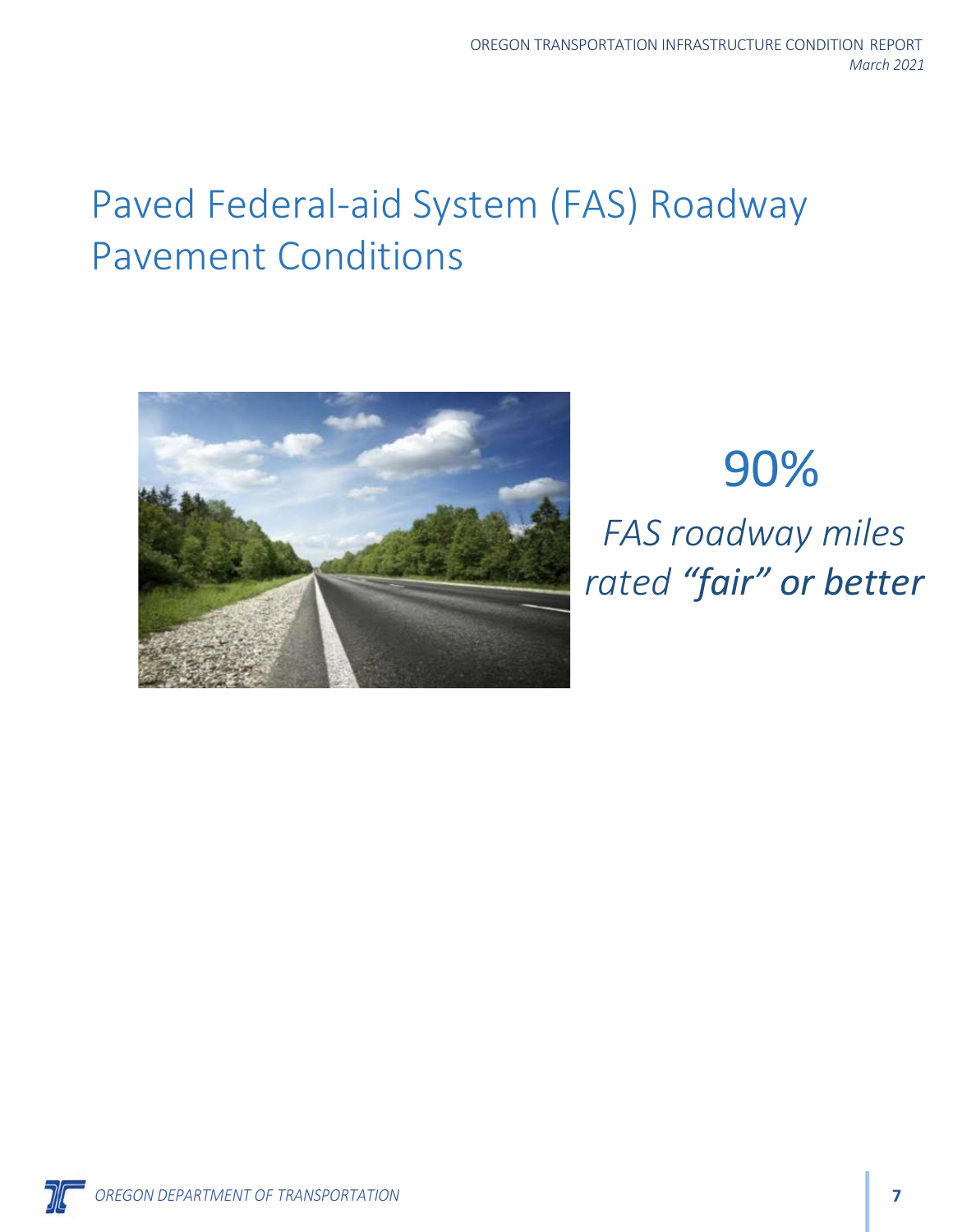# Paved Federal-aid System (FAS) Roadway Pavement Conditions

90%

*FAS roadway miles rated **"fair" or better***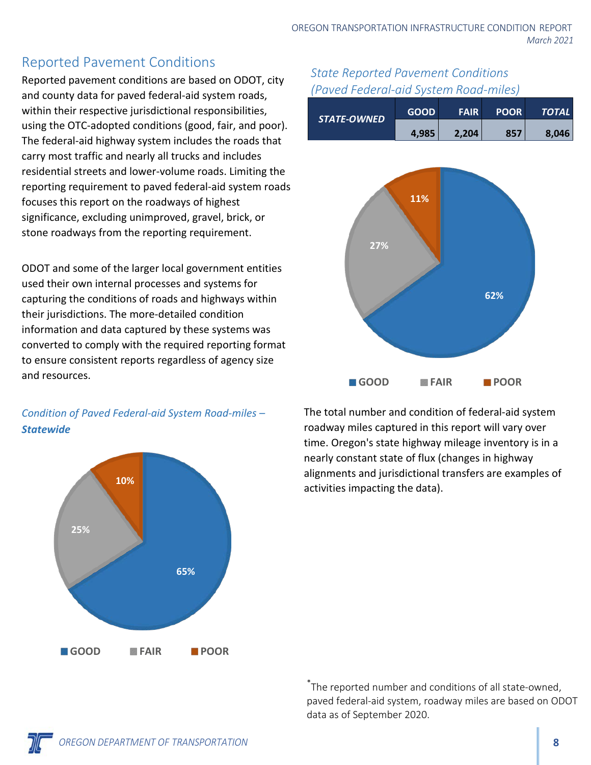## Reported Pavement Conditions

Reported pavement conditions are based on ODOT, city and county data for paved federal-aid system roads, within their respective jurisdictional responsibilities, using the OTC-adopted conditions (good, fair, and poor). The federal-aid highway system includes the roads that carry most traffic and nearly all trucks and includes residential streets and lower-volume roads. Limiting the reporting requirement to paved federal-aid system roads focuses this report on the roadways of highest significance, excluding unimproved, gravel, brick, or stone roadways from the reporting requirement.

ODOT and some of the larger local government entities used their own internal processes and systems for capturing the conditions of roads and highways within their jurisdictions. The more-detailed condition information and data captured by these systems was converted to comply with the required reporting format to ensure consistent reports regardless of agency size and resources.

*Condition of Paved Federal-aid System Road-miles – **Statewide***

GOOD 65% · FAIR 25% · POOR 10%

*State Reported Pavement Conditions (Paved Federal-aid System Road-miles)*

| STATE-OWNED | GOOD | FAIR | POOR | TOTAL |
|---|---|---|---|---|
| | 4,985 | 2,204 | 857 | 8,046 |

GOOD 62% · FAIR 27% · POOR 11%

The total number and condition of federal-aid system roadway miles captured in this report will vary over time. Oregon's state highway mileage inventory is in a nearly constant state of flux (changes in highway alignments and jurisdictional transfers are examples of activities impacting the data).

*The reported number and conditions of all state-owned, paved federal-aid system, roadway miles are based on ODOT data as of September 2020.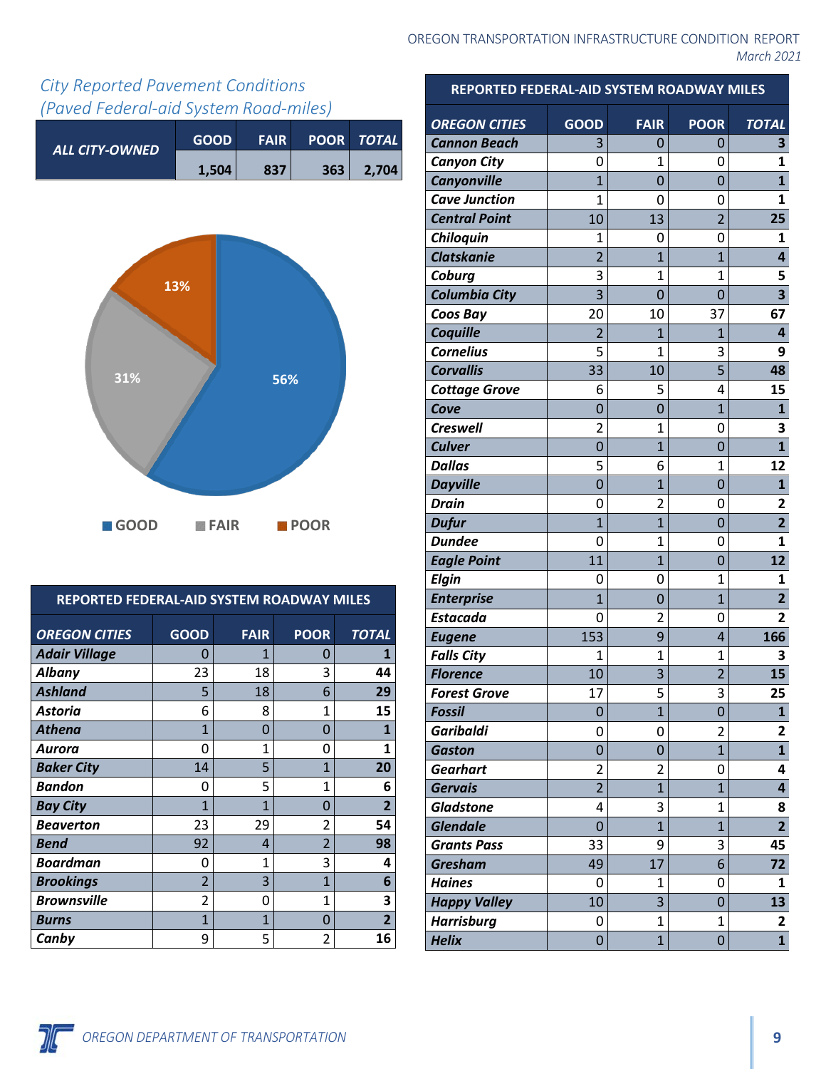## City Reported Pavement Conditions
## (Paved Federal-aid System Road-miles)

| ALL CITY-OWNED | GOOD | FAIR | POOR | TOTAL |
|---|---|---|---|---|
| | 1,504 | 837 | 363 | 2,704 |

13%

31%

56%

GOOD FAIR POOR

| REPORTED FEDERAL-AID SYSTEM ROADWAY MILES | | | | |
|---|---|---|---|---|
| **OREGON CITIES** | **GOOD** | **FAIR** | **POOR** | **TOTAL** |
| Adair Village | 0 | 1 | 0 | 1 |
| Albany | 23 | 18 | 3 | 44 |
| Ashland | 5 | 18 | 6 | 29 |
| Astoria | 6 | 8 | 1 | 15 |
| Athena | 1 | 0 | 0 | 1 |
| Aurora | 0 | 1 | 0 | 1 |
| Baker City | 14 | 5 | 1 | 20 |
| Bandon | 0 | 5 | 1 | 6 |
| Bay City | 1 | 1 | 0 | 2 |
| Beaverton | 23 | 29 | 2 | 54 |
| Bend | 92 | 4 | 2 | 98 |
| Boardman | 0 | 1 | 3 | 4 |
| Brookings | 2 | 3 | 1 | 6 |
| Brownsville | 2 | 0 | 1 | 3 |
| Burns | 1 | 1 | 0 | 2 |
| Canby | 9 | 5 | 2 | 16 |

| REPORTED FEDERAL-AID SYSTEM ROADWAY MILES | | | | |
|---|---|---|---|---|
| **OREGON CITIES** | **GOOD** | **FAIR** | **POOR** | **TOTAL** |
| Cannon Beach | 3 | 0 | 0 | 3 |
| Canyon City | 0 | 1 | 0 | 1 |
| Canyonville | 1 | 0 | 0 | 1 |
| Cave Junction | 1 | 0 | 0 | 1 |
| Central Point | 10 | 13 | 2 | 25 |
| Chiloquin | 1 | 0 | 0 | 1 |
| Clatskanie | 2 | 1 | 1 | 4 |
| Coburg | 3 | 1 | 1 | 5 |
| Columbia City | 3 | 0 | 0 | 3 |
| Coos Bay | 20 | 10 | 37 | 67 |
| Coquille | 2 | 1 | 1 | 4 |
| Cornelius | 5 | 1 | 3 | 9 |
| Corvallis | 33 | 10 | 5 | 48 |
| Cottage Grove | 6 | 5 | 4 | 15 |
| Cove | 0 | 0 | 1 | 1 |
| Creswell | 2 | 1 | 0 | 3 |
| Culver | 0 | 1 | 0 | 1 |
| Dallas | 5 | 6 | 1 | 12 |
| Dayville | 0 | 1 | 0 | 1 |
| Drain | 0 | 2 | 0 | 2 |
| Dufur | 1 | 1 | 0 | 2 |
| Dundee | 0 | 1 | 0 | 1 |
| Eagle Point | 11 | 1 | 0 | 12 |
| Elgin | 0 | 0 | 1 | 1 |
| Enterprise | 1 | 0 | 1 | 2 |
| Estacada | 0 | 2 | 0 | 2 |
| Eugene | 153 | 9 | 4 | 166 |
| Falls City | 1 | 1 | 1 | 3 |
| Florence | 10 | 3 | 2 | 15 |
| Forest Grove | 17 | 5 | 3 | 25 |
| Fossil | 0 | 1 | 0 | 1 |
| Garibaldi | 0 | 0 | 2 | 2 |
| Gaston | 0 | 0 | 1 | 1 |
| Gearhart | 2 | 2 | 0 | 4 |
| Gervais | 2 | 1 | 1 | 4 |
| Gladstone | 4 | 3 | 1 | 8 |
| Glendale | 0 | 1 | 1 | 2 |
| Grants Pass | 33 | 9 | 3 | 45 |
| Gresham | 49 | 17 | 6 | 72 |
| Haines | 0 | 1 | 0 | 1 |
| Happy Valley | 10 | 3 | 0 | 13 |
| Harrisburg | 0 | 1 | 1 | 2 |
| Helix | 0 | 1 | 0 | 1 |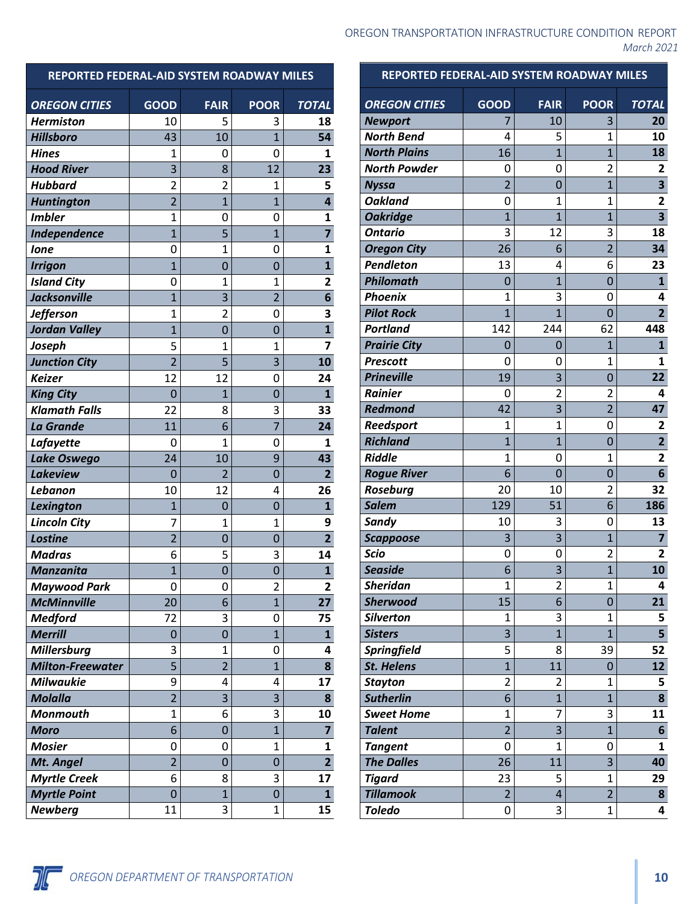| REPORTED FEDERAL-AID SYSTEM ROADWAY MILES | | | | |
|---|---|---|---|---|
| ***OREGON CITIES*** | **GOOD** | **FAIR** | **POOR** | ***TOTAL*** |
| ***Hermiston*** | 10 | 5 | 3 | **18** |
| ***Hillsboro*** | 43 | 10 | 1 | **54** |
| ***Hines*** | 1 | 0 | 0 | **1** |
| ***Hood River*** | 3 | 8 | 12 | **23** |
| ***Hubbard*** | 2 | 2 | 1 | **5** |
| ***Huntington*** | 2 | 1 | 1 | **4** |
| ***Imbler*** | 1 | 0 | 0 | **1** |
| ***Independence*** | 1 | 5 | 1 | **7** |
| ***Ione*** | 0 | 1 | 0 | **1** |
| ***Irrigon*** | 1 | 0 | 0 | **1** |
| ***Island City*** | 0 | 1 | 1 | **2** |
| ***Jacksonville*** | 1 | 3 | 2 | **6** |
| ***Jefferson*** | 1 | 2 | 0 | **3** |
| ***Jordan Valley*** | 1 | 0 | 0 | **1** |
| ***Joseph*** | 5 | 1 | 1 | **7** |
| ***Junction City*** | 2 | 5 | 3 | **10** |
| ***Keizer*** | 12 | 12 | 0 | **24** |
| ***King City*** | 0 | 1 | 0 | **1** |
| ***Klamath Falls*** | 22 | 8 | 3 | **33** |
| ***La Grande*** | 11 | 6 | 7 | **24** |
| ***Lafayette*** | 0 | 1 | 0 | **1** |
| ***Lake Oswego*** | 24 | 10 | 9 | **43** |
| ***Lakeview*** | 0 | 2 | 0 | **2** |
| ***Lebanon*** | 10 | 12 | 4 | **26** |
| ***Lexington*** | 1 | 0 | 0 | **1** |
| ***Lincoln City*** | 7 | 1 | 1 | **9** |
| ***Lostine*** | 2 | 0 | 0 | **2** |
| ***Madras*** | 6 | 5 | 3 | **14** |
| ***Manzanita*** | 1 | 0 | 0 | **1** |
| ***Maywood Park*** | 0 | 0 | 2 | **2** |
| ***McMinnville*** | 20 | 6 | 1 | **27** |
| ***Medford*** | 72 | 3 | 0 | **75** |
| ***Merrill*** | 0 | 0 | 1 | **1** |
| ***Millersburg*** | 3 | 1 | 0 | **4** |
| ***Milton-Freewater*** | 5 | 2 | 1 | **8** |
| ***Milwaukie*** | 9 | 4 | 4 | **17** |
| ***Molalla*** | 2 | 3 | 3 | **8** |
| ***Monmouth*** | 1 | 6 | 3 | **10** |
| ***Moro*** | 6 | 0 | 1 | **7** |
| ***Mosier*** | 0 | 0 | 1 | **1** |
| ***Mt. Angel*** | 2 | 0 | 0 | **2** |
| ***Myrtle Creek*** | 6 | 8 | 3 | **17** |
| ***Myrtle Point*** | 0 | 1 | 0 | **1** |
| ***Newberg*** | 11 | 3 | 1 | **15** |
| ***Newport*** | 7 | 10 | 3 | **20** |
| ***North Bend*** | 4 | 5 | 1 | **10** |
| ***North Plains*** | 16 | 1 | 1 | **18** |
| ***North Powder*** | 0 | 0 | 2 | **2** |
| ***Nyssa*** | 2 | 0 | 1 | **3** |
| ***Oakland*** | 0 | 1 | 1 | **2** |
| ***Oakridge*** | 1 | 1 | 1 | **3** |
| ***Ontario*** | 3 | 12 | 3 | **18** |
| ***Oregon City*** | 26 | 6 | 2 | **34** |
| ***Pendleton*** | 13 | 4 | 6 | **23** |
| ***Philomath*** | 0 | 1 | 0 | **1** |
| ***Phoenix*** | 1 | 3 | 0 | **4** |
| ***Pilot Rock*** | 1 | 1 | 0 | **2** |
| ***Portland*** | 142 | 244 | 62 | **448** |
| ***Prairie City*** | 0 | 0 | 1 | **1** |
| ***Prescott*** | 0 | 0 | 1 | **1** |
| ***Prineville*** | 19 | 3 | 0 | **22** |
| ***Rainier*** | 0 | 2 | 2 | **4** |
| ***Redmond*** | 42 | 3 | 2 | **47** |
| ***Reedsport*** | 1 | 1 | 0 | **2** |
| ***Richland*** | 1 | 1 | 0 | **2** |
| ***Riddle*** | 1 | 0 | 1 | **2** |
| ***Rogue River*** | 6 | 0 | 0 | **6** |
| ***Roseburg*** | 20 | 10 | 2 | **32** |
| ***Salem*** | 129 | 51 | 6 | **186** |
| ***Sandy*** | 10 | 3 | 0 | **13** |
| ***Scappoose*** | 3 | 3 | 1 | **7** |
| ***Scio*** | 0 | 0 | 2 | **2** |
| ***Seaside*** | 6 | 3 | 1 | **10** |
| ***Sheridan*** | 1 | 2 | 1 | **4** |
| ***Sherwood*** | 15 | 6 | 0 | **21** |
| ***Silverton*** | 1 | 3 | 1 | **5** |
| ***Sisters*** | 3 | 1 | 1 | **5** |
| ***Springfield*** | 5 | 8 | 39 | **52** |
| ***St. Helens*** | 1 | 11 | 0 | **12** |
| ***Stayton*** | 2 | 2 | 1 | **5** |
| ***Sutherlin*** | 6 | 1 | 1 | **8** |
| ***Sweet Home*** | 1 | 7 | 3 | **11** |
| ***Talent*** | 2 | 3 | 1 | **6** |
| ***Tangent*** | 0 | 1 | 0 | **1** |
| ***The Dalles*** | 26 | 11 | 3 | **40** |
| ***Tigard*** | 23 | 5 | 1 | **29** |
| ***Tillamook*** | 2 | 4 | 2 | **8** |
| ***Toledo*** | 0 | 3 | 1 | **4** |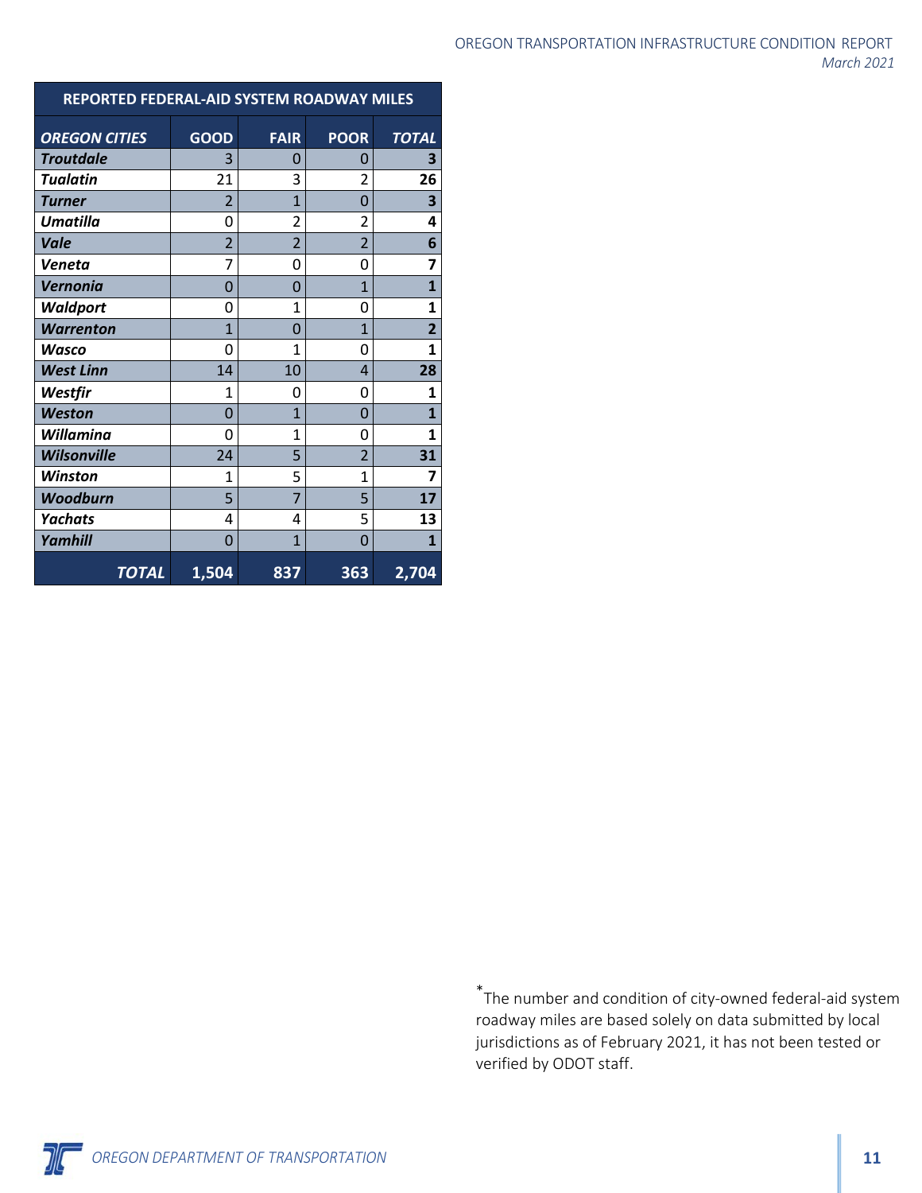| REPORTED FEDERAL-AID SYSTEM ROADWAY MILES | | | | |
|---|---|---|---|---|
| ***OREGON CITIES*** | **GOOD** | **FAIR** | **POOR** | ***TOTAL*** |
| ***Troutdale*** | 3 | 0 | 0 | **3** |
| ***Tualatin*** | 21 | 3 | 2 | **26** |
| ***Turner*** | 2 | 1 | 0 | **3** |
| ***Umatilla*** | 0 | 2 | 2 | **4** |
| ***Vale*** | 2 | 2 | 2 | **6** |
| ***Veneta*** | 7 | 0 | 0 | **7** |
| ***Vernonia*** | 0 | 0 | 1 | **1** |
| ***Waldport*** | 0 | 1 | 0 | **1** |
| ***Warrenton*** | 1 | 0 | 1 | **2** |
| ***Wasco*** | 0 | 1 | 0 | **1** |
| ***West Linn*** | 14 | 10 | 4 | **28** |
| ***Westfir*** | 1 | 0 | 0 | **1** |
| ***Weston*** | 0 | 1 | 0 | **1** |
| ***Willamina*** | 0 | 1 | 0 | **1** |
| ***Wilsonville*** | 24 | 5 | 2 | **31** |
| ***Winston*** | 1 | 5 | 1 | **7** |
| ***Woodburn*** | 5 | 7 | 5 | **17** |
| ***Yachats*** | 4 | 4 | 5 | **13** |
| ***Yamhill*** | 0 | 1 | 0 | **1** |
| ***TOTAL*** | **1,504** | **837** | **363** | **2,704** |

*The number and condition of city-owned federal-aid system roadway miles are based solely on data submitted by local jurisdictions as of February 2021, it has not been tested or verified by ODOT staff.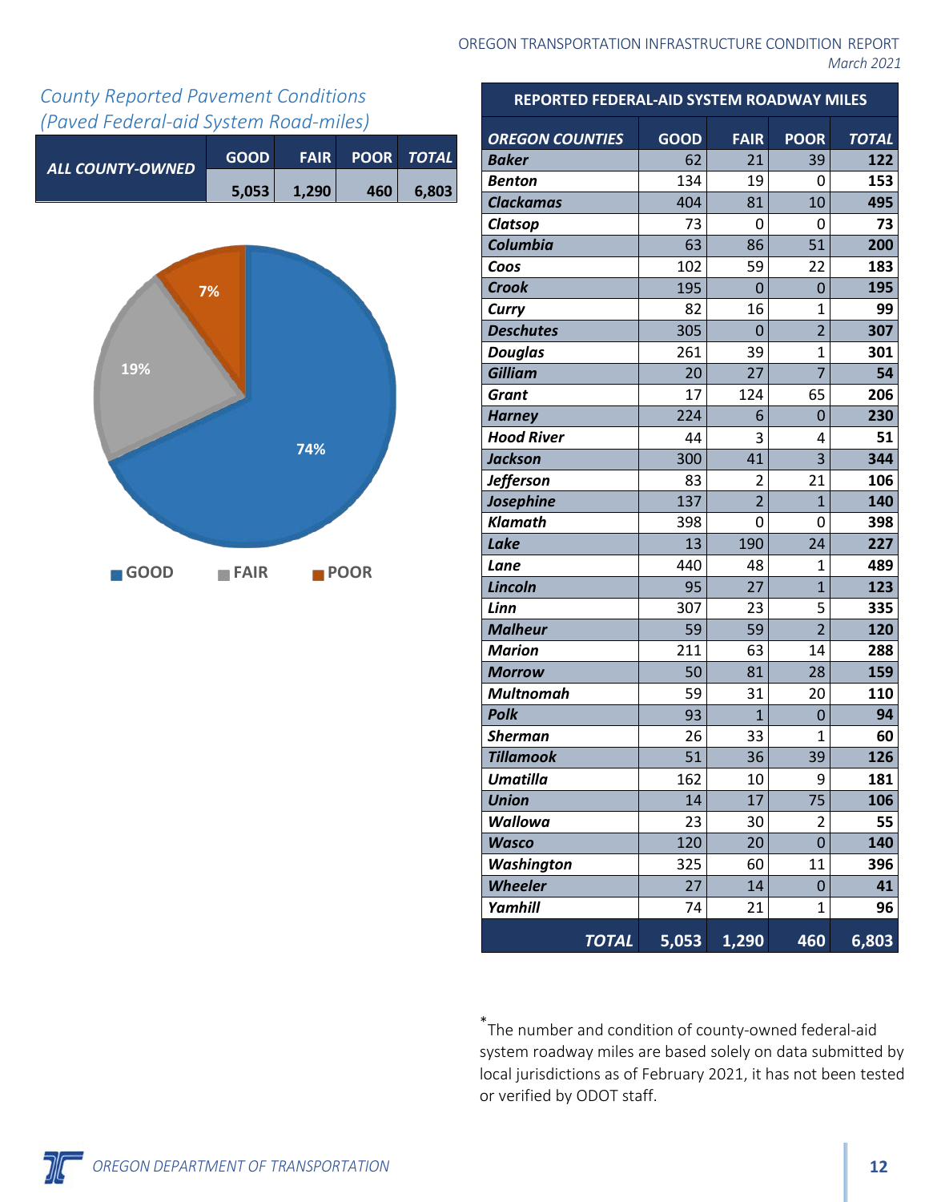## County Reported Pavement Conditions (Paved Federal-aid System Road-miles)

| | GOOD | FAIR | POOR | TOTAL |
|---|---|---|---|---|
| ALL COUNTY-OWNED | 5,053 | 1,290 | 460 | 6,803 |

74%

19%

7%

GOOD FAIR POOR

| REPORTED FEDERAL-AID SYSTEM ROADWAY MILES | | | | |
|---|---|---|---|---|
| OREGON COUNTIES | GOOD | FAIR | POOR | TOTAL |
| Baker | 62 | 21 | 39 | 122 |
| Benton | 134 | 19 | 0 | 153 |
| Clackamas | 404 | 81 | 10 | 495 |
| Clatsop | 73 | 0 | 0 | 73 |
| Columbia | 63 | 86 | 51 | 200 |
| Coos | 102 | 59 | 22 | 183 |
| Crook | 195 | 0 | 0 | 195 |
| Curry | 82 | 16 | 1 | 99 |
| Deschutes | 305 | 0 | 2 | 307 |
| Douglas | 261 | 39 | 1 | 301 |
| Gilliam | 20 | 27 | 7 | 54 |
| Grant | 17 | 124 | 65 | 206 |
| Harney | 224 | 6 | 0 | 230 |
| Hood River | 44 | 3 | 4 | 51 |
| Jackson | 300 | 41 | 3 | 344 |
| Jefferson | 83 | 2 | 21 | 106 |
| Josephine | 137 | 2 | 1 | 140 |
| Klamath | 398 | 0 | 0 | 398 |
| Lake | 13 | 190 | 24 | 227 |
| Lane | 440 | 48 | 1 | 489 |
| Lincoln | 95 | 27 | 1 | 123 |
| Linn | 307 | 23 | 5 | 335 |
| Malheur | 59 | 59 | 2 | 120 |
| Marion | 211 | 63 | 14 | 288 |
| Morrow | 50 | 81 | 28 | 159 |
| Multnomah | 59 | 31 | 20 | 110 |
| Polk | 93 | 1 | 0 | 94 |
| Sherman | 26 | 33 | 1 | 60 |
| Tillamook | 51 | 36 | 39 | 126 |
| Umatilla | 162 | 10 | 9 | 181 |
| Union | 14 | 17 | 75 | 106 |
| Wallowa | 23 | 30 | 2 | 55 |
| Wasco | 120 | 20 | 0 | 140 |
| Washington | 325 | 60 | 11 | 396 |
| Wheeler | 27 | 14 | 0 | 41 |
| Yamhill | 74 | 21 | 1 | 96 |
| TOTAL | 5,053 | 1,290 | 460 | 6,803 |

*The number and condition of county-owned federal-aid system roadway miles are based solely on data submitted by local jurisdictions as of February 2021, it has not been tested or verified by ODOT staff.